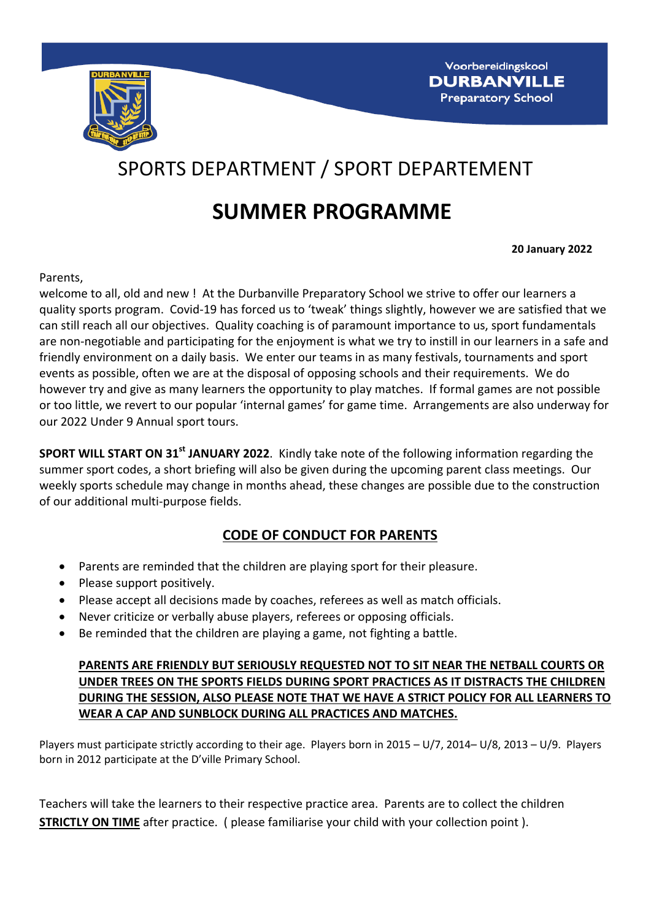Voorbereidingskool
**DURBANVILLE**
Preparatory School

# SPORTS DEPARTMENT / SPORT DEPARTEMENT

# SUMMER PROGRAMME

**20 January 2022**

Parents,
welcome to all, old and new ! At the Durbanville Preparatory School we strive to offer our learners a quality sports program. Covid-19 has forced us to 'tweak' things slightly, however we are satisfied that we can still reach all our objectives. Quality coaching is of paramount importance to us, sport fundamentals are non-negotiable and participating for the enjoyment is what we try to instill in our learners in a safe and friendly environment on a daily basis. We enter our teams in as many festivals, tournaments and sport events as possible, often we are at the disposal of opposing schools and their requirements. We do however try and give as many learners the opportunity to play matches. If formal games are not possible or too little, we revert to our popular 'internal games' for game time. Arrangements are also underway for our 2022 Under 9 Annual sport tours.

**SPORT WILL START ON 31st JANUARY 2022**. Kindly take note of the following information regarding the summer sport codes, a short briefing will also be given during the upcoming parent class meetings. Our weekly sports schedule may change in months ahead, these changes are possible due to the construction of our additional multi-purpose fields.

## CODE OF CONDUCT FOR PARENTS

- Parents are reminded that the children are playing sport for their pleasure.
- Please support positively.
- Please accept all decisions made by coaches, referees as well as match officials.
- Never criticize or verbally abuse players, referees or opposing officials.
- Be reminded that the children are playing a game, not fighting a battle.

**PARENTS ARE FRIENDLY BUT SERIOUSLY REQUESTED NOT TO SIT NEAR THE NETBALL COURTS OR UNDER TREES ON THE SPORTS FIELDS DURING SPORT PRACTICES AS IT DISTRACTS THE CHILDREN DURING THE SESSION, ALSO PLEASE NOTE THAT WE HAVE A STRICT POLICY FOR ALL LEARNERS TO WEAR A CAP AND SUNBLOCK DURING ALL PRACTICES AND MATCHES.**

Players must participate strictly according to their age. Players born in 2015 – U/7, 2014– U/8, 2013 – U/9. Players born in 2012 participate at the D'ville Primary School.

Teachers will take the learners to their respective practice area. Parents are to collect the children **STRICTLY ON TIME** after practice. ( please familiarise your child with your collection point ).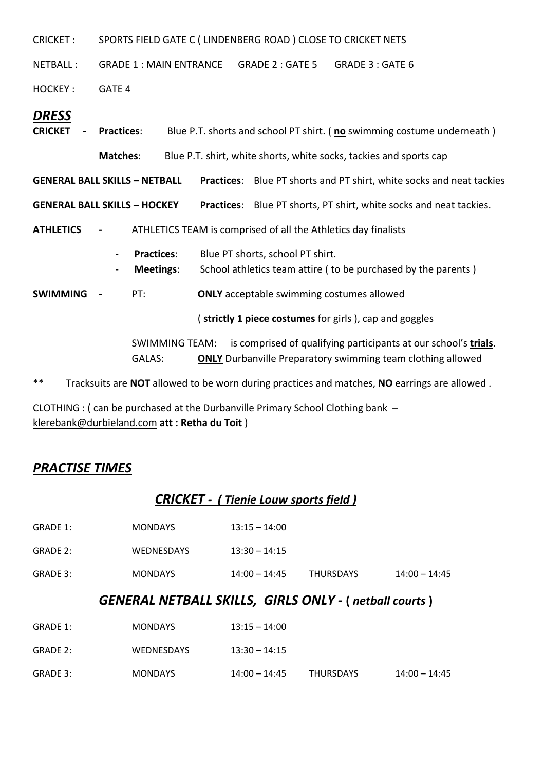CRICKET : SPORTS FIELD GATE C ( LINDENBERG ROAD ) CLOSE TO CRICKET NETS

NETBALL : GRADE 1 : MAIN ENTRANCE GRADE 2 : GATE 5 GRADE 3 : GATE 6

HOCKEY : GATE 4

## ***DRESS***

**CRICKET - Practices**: Blue P.T. shorts and school PT shirt. ( **no** swimming costume underneath )

**Matches**: Blue P.T. shirt, white shorts, white socks, tackies and sports cap

**GENERAL BALL SKILLS – NETBALL Practices**: Blue PT shorts and PT shirt, white socks and neat tackies

**GENERAL BALL SKILLS – HOCKEY Practices**: Blue PT shorts, PT shirt, white socks and neat tackies.

**ATHLETICS -** ATHLETICS TEAM is comprised of all the Athletics day finalists

- **Practices**: Blue PT shorts, school PT shirt.
- **Meetings**: School athletics team attire ( to be purchased by the parents )

**SWIMMING -** PT: **ONLY** acceptable swimming costumes allowed

( **strictly 1 piece costumes** for girls ), cap and goggles

SWIMMING TEAM: is comprised of qualifying participants at our school's **trials**.
GALAS: **ONLY** Durbanville Preparatory swimming team clothing allowed

** Tracksuits are **NOT** allowed to be worn during practices and matches, **NO** earrings are allowed .

CLOTHING : ( can be purchased at the Durbanville Primary School Clothing bank – klerebank@durbieland.com **att : Retha du Toit** )

## ***PRACTISE TIMES***

### ***CRICKET - ( Tienie Louw sports field )***

| | | | | |
|---|---|---|---|---|
| GRADE 1: | MONDAYS | 13:15 – 14:00 | | |
| GRADE 2: | WEDNESDAYS | 13:30 – 14:15 | | |
| GRADE 3: | MONDAYS | 14:00 – 14:45 | THURSDAYS | 14:00 – 14:45 |

### ***GENERAL NETBALL SKILLS, GIRLS ONLY - ( netball courts )***

| | | | | |
|---|---|---|---|---|
| GRADE 1: | MONDAYS | 13:15 – 14:00 | | |
| GRADE 2: | WEDNESDAYS | 13:30 – 14:15 | | |
| GRADE 3: | MONDAYS | 14:00 – 14:45 | THURSDAYS | 14:00 – 14:45 |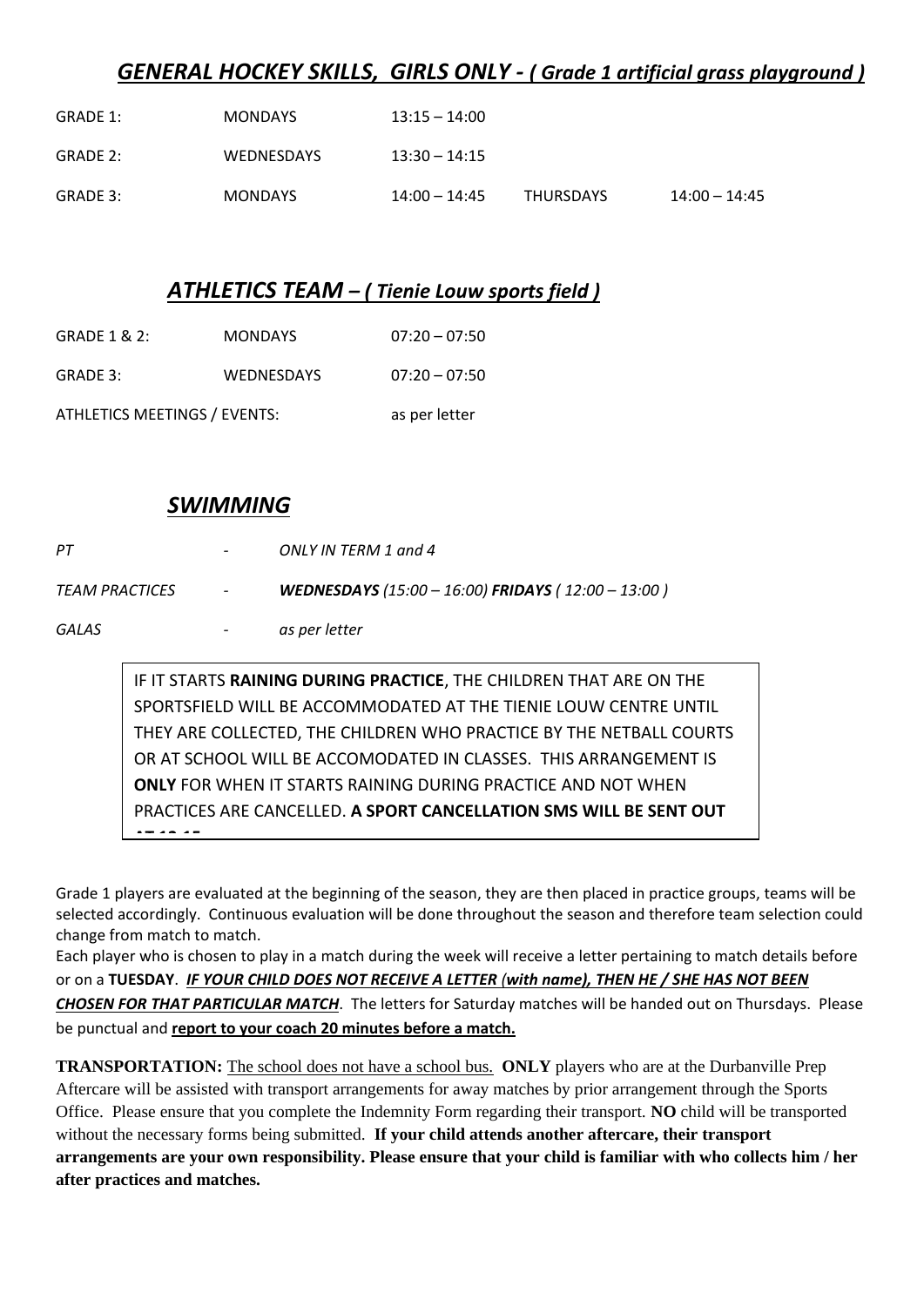## *GENERAL HOCKEY SKILLS, GIRLS ONLY - ( Grade 1 artificial grass playground )*

| | | | | |
|---|---|---|---|---|
| GRADE 1: | MONDAYS | 13:15 – 14:00 | | |
| GRADE 2: | WEDNESDAYS | 13:30 – 14:15 | | |
| GRADE 3: | MONDAYS | 14:00 – 14:45 | THURSDAYS | 14:00 – 14:45 |

## *ATHLETICS TEAM – ( Tienie Louw sports field )*

| | | |
|---|---|---|
| GRADE 1 & 2: | MONDAYS | 07:20 – 07:50 |
| GRADE 3: | WEDNESDAYS | 07:20 – 07:50 |
| ATHLETICS MEETINGS / EVENTS: | | as per letter |

## *SWIMMING*

| | | |
|---|---|---|
| *PT* | - | *ONLY IN TERM 1 and 4* |
| *TEAM PRACTICES* | - | ***WEDNESDAYS** (15:00 – 16:00) **FRIDAYS** ( 12:00 – 13:00 )* |
| *GALAS* | - | *as per letter* |

IF IT STARTS **RAINING DURING PRACTICE**, THE CHILDREN THAT ARE ON THE SPORTSFIELD WILL BE ACCOMMODATED AT THE TIENIE LOUW CENTRE UNTIL THEY ARE COLLECTED, THE CHILDREN WHO PRACTICE BY THE NETBALL COURTS OR AT SCHOOL WILL BE ACCOMODATED IN CLASSES. THIS ARRANGEMENT IS **ONLY** FOR WHEN IT STARTS RAINING DURING PRACTICE AND NOT WHEN PRACTICES ARE CANCELLED. **A SPORT CANCELLATION SMS WILL BE SENT OUT AT 12:15**

Grade 1 players are evaluated at the beginning of the season, they are then placed in practice groups, teams will be selected accordingly. Continuous evaluation will be done throughout the season and therefore team selection could change from match to match.

Each player who is chosen to play in a match during the week will receive a letter pertaining to match details before or on a **TUESDAY**. ***IF YOUR CHILD DOES NOT RECEIVE A LETTER (with name), THEN HE / SHE HAS NOT BEEN CHOSEN FOR THAT PARTICULAR MATCH***. The letters for Saturday matches will be handed out on Thursdays. Please be punctual and **report to your coach 20 minutes before a match.**

**TRANSPORTATION:** The school does not have a school bus. **ONLY** players who are at the Durbanville Prep Aftercare will be assisted with transport arrangements for away matches by prior arrangement through the Sports Office. Please ensure that you complete the Indemnity Form regarding their transport. **NO** child will be transported without the necessary forms being submitted. **If your child attends another aftercare, their transport arrangements are your own responsibility. Please ensure that your child is familiar with who collects him / her after practices and matches.**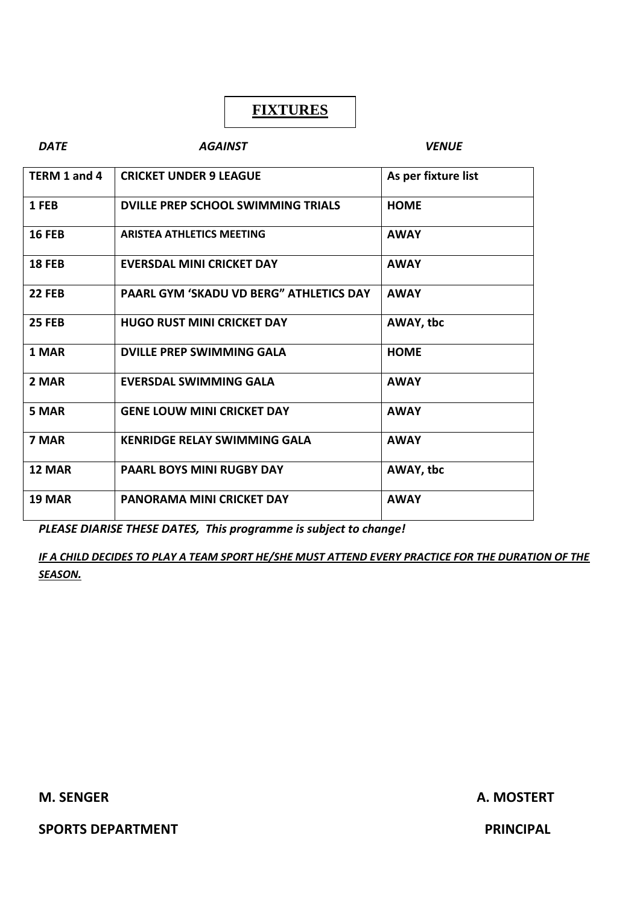# FIXTURES

| *DATE* | *AGAINST* | *VENUE* |
|---|---|---|
| **TERM 1 and 4** | **CRICKET UNDER 9 LEAGUE** | **As per fixture list** |
| **1 FEB** | **DVILLE PREP SCHOOL SWIMMING TRIALS** | **HOME** |
| **16 FEB** | **ARISTEA ATHLETICS MEETING** | **AWAY** |
| **18 FEB** | **EVERSDAL MINI CRICKET DAY** | **AWAY** |
| **22 FEB** | **PAARL GYM 'SKADU VD BERG" ATHLETICS DAY** | **AWAY** |
| **25 FEB** | **HUGO RUST MINI CRICKET DAY** | **AWAY, tbc** |
| **1 MAR** | **DVILLE PREP SWIMMING GALA** | **HOME** |
| **2 MAR** | **EVERSDAL SWIMMING GALA** | **AWAY** |
| **5 MAR** | **GENE LOUW MINI CRICKET DAY** | **AWAY** |
| **7 MAR** | **KENRIDGE RELAY SWIMMING GALA** | **AWAY** |
| **12 MAR** | **PAARL BOYS MINI RUGBY DAY** | **AWAY, tbc** |
| **19 MAR** | **PANORAMA MINI CRICKET DAY** | **AWAY** |

***PLEASE DIARISE THESE DATES, This programme is subject to change!***

***<u>IF A CHILD DECIDES TO PLAY A TEAM SPORT HE/SHE MUST ATTEND EVERY PRACTICE FOR THE DURATION OF THE SEASON.</u>***

**M. SENGER**

**SPORTS DEPARTMENT**

**A. MOSTERT**

**PRINCIPAL**